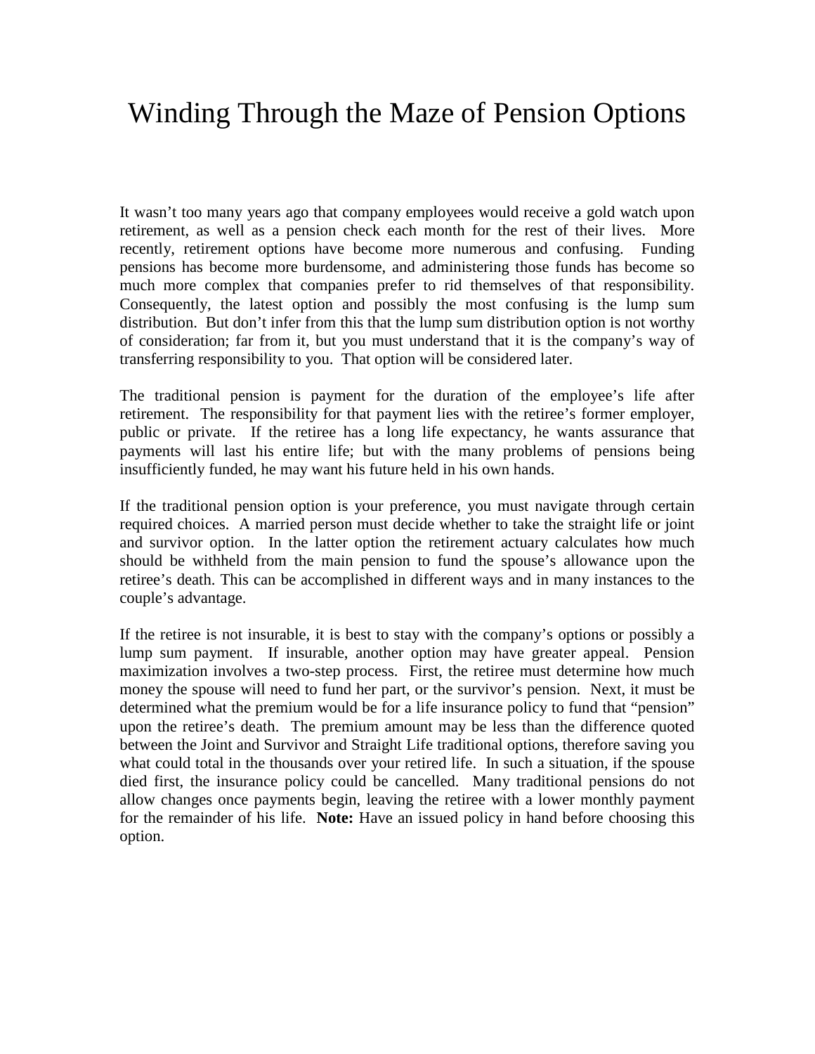# Winding Through the Maze of Pension Options

It wasn't too many years ago that company employees would receive a gold watch upon retirement, as well as a pension check each month for the rest of their lives. More recently, retirement options have become more numerous and confusing. Funding pensions has become more burdensome, and administering those funds has become so much more complex that companies prefer to rid themselves of that responsibility. Consequently, the latest option and possibly the most confusing is the lump sum distribution. But don't infer from this that the lump sum distribution option is not worthy of consideration; far from it, but you must understand that it is the company's way of transferring responsibility to you. That option will be considered later.

The traditional pension is payment for the duration of the employee's life after retirement. The responsibility for that payment lies with the retiree's former employer, public or private. If the retiree has a long life expectancy, he wants assurance that payments will last his entire life; but with the many problems of pensions being insufficiently funded, he may want his future held in his own hands.

If the traditional pension option is your preference, you must navigate through certain required choices. A married person must decide whether to take the straight life or joint and survivor option. In the latter option the retirement actuary calculates how much should be withheld from the main pension to fund the spouse's allowance upon the retiree's death. This can be accomplished in different ways and in many instances to the couple's advantage.

If the retiree is not insurable, it is best to stay with the company's options or possibly a lump sum payment. If insurable, another option may have greater appeal. Pension maximization involves a two-step process. First, the retiree must determine how much money the spouse will need to fund her part, or the survivor's pension. Next, it must be determined what the premium would be for a life insurance policy to fund that "pension" upon the retiree's death. The premium amount may be less than the difference quoted between the Joint and Survivor and Straight Life traditional options, therefore saving you what could total in the thousands over your retired life. In such a situation, if the spouse died first, the insurance policy could be cancelled. Many traditional pensions do not allow changes once payments begin, leaving the retiree with a lower monthly payment for the remainder of his life. **Note:** Have an issued policy in hand before choosing this option.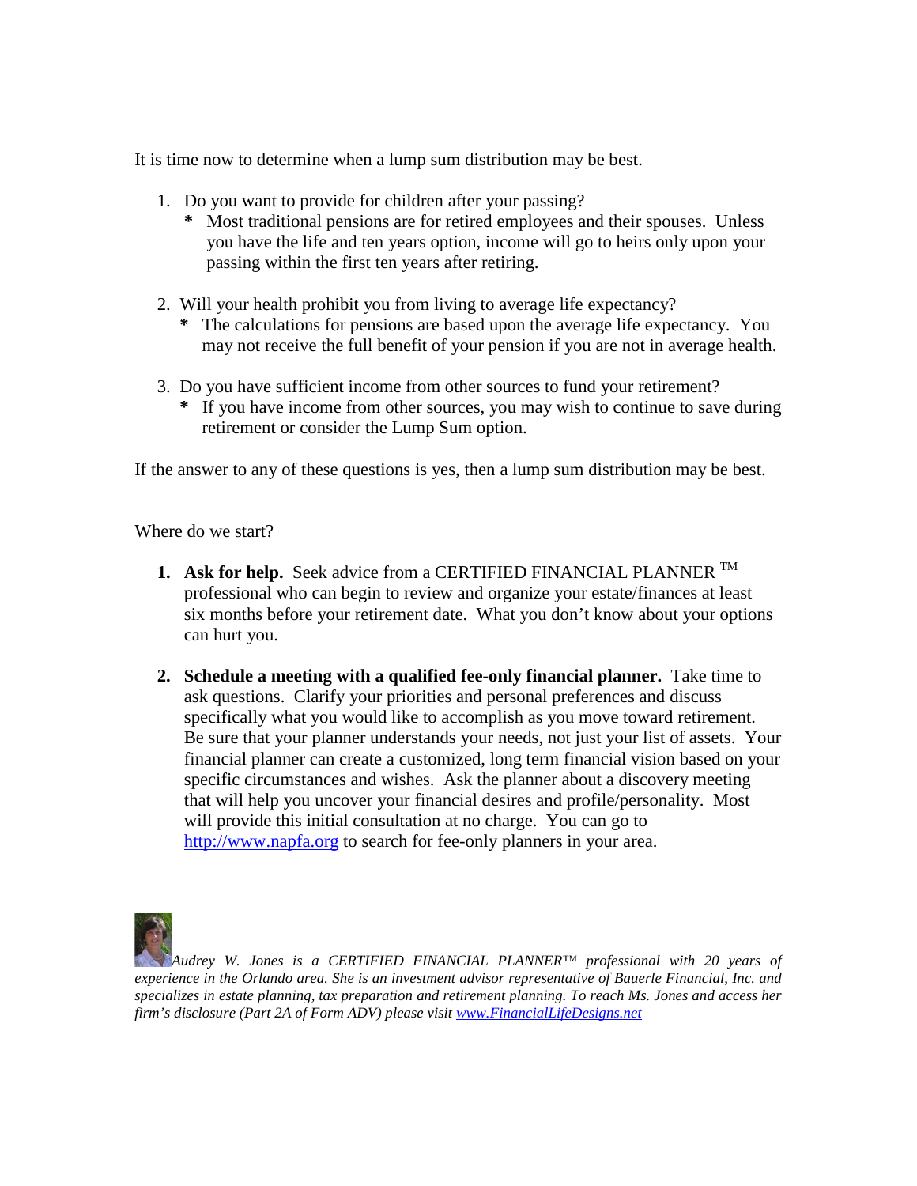It is time now to determine when a lump sum distribution may be best.

1. Do you want to provide for children after your passing?
   * Most traditional pensions are for retired employees and their spouses. Unless you have the life and ten years option, income will go to heirs only upon your passing within the first ten years after retiring.

2. Will your health prohibit you from living to average life expectancy?
   * The calculations for pensions are based upon the average life expectancy. You may not receive the full benefit of your pension if you are not in average health.

3. Do you have sufficient income from other sources to fund your retirement?
   * If you have income from other sources, you may wish to continue to save during retirement or consider the Lump Sum option.

If the answer to any of these questions is yes, then a lump sum distribution may be best.

Where do we start?

1. **Ask for help.** Seek advice from a CERTIFIED FINANCIAL PLANNER ™ professional who can begin to review and organize your estate/finances at least six months before your retirement date. What you don't know about your options can hurt you.

2. **Schedule a meeting with a qualified fee-only financial planner.** Take time to ask questions. Clarify your priorities and personal preferences and discuss specifically what you would like to accomplish as you move toward retirement. Be sure that your planner understands your needs, not just your list of assets. Your financial planner can create a customized, long term financial vision based on your specific circumstances and wishes. Ask the planner about a discovery meeting that will help you uncover your financial desires and profile/personality. Most will provide this initial consultation at no charge. You can go to [http://www.napfa.org](http://www.napfa.org) to search for fee-only planners in your area.

*Audrey W. Jones is a CERTIFIED FINANCIAL PLANNER™ professional with 20 years of experience in the Orlando area. She is an investment advisor representative of Bauerle Financial, Inc. and specializes in estate planning, tax preparation and retirement planning. To reach Ms. Jones and access her firm's disclosure (Part 2A of Form ADV) please visit [www.FinancialLifeDesigns.net](http://www.FinancialLifeDesigns.net)*